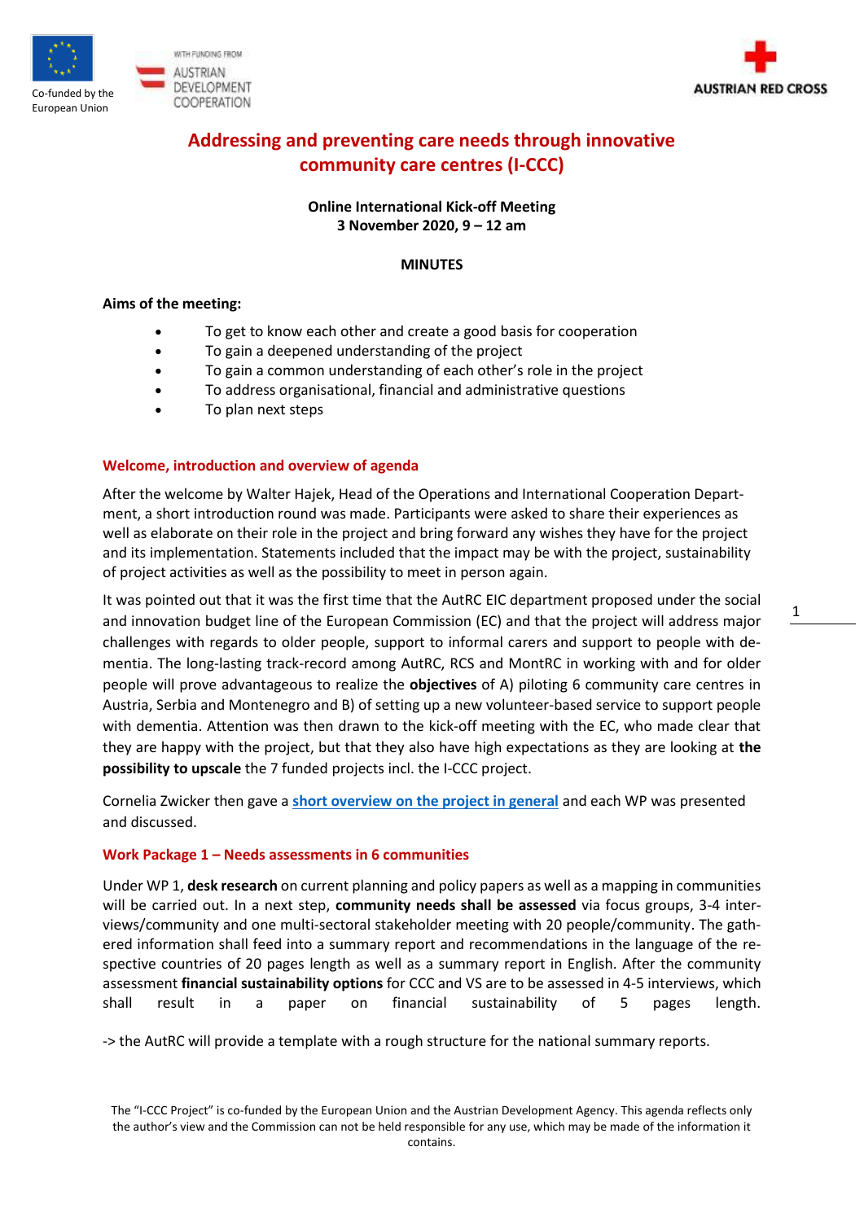Co-funded by the European Union

WITH FUNDING FROM AUSTRIAN DEVELOPMENT COOPERATION

AUSTRIAN RED CROSS

# Addressing and preventing care needs through innovative community care centres (I-CCC)

**Online International Kick-off Meeting**
**3 November 2020, 9 – 12 am**

**MINUTES**

**Aims of the meeting:**

- To get to know each other and create a good basis for cooperation
- To gain a deepened understanding of the project
- To gain a common understanding of each other's role in the project
- To address organisational, financial and administrative questions
- To plan next steps

## Welcome, introduction and overview of agenda

After the welcome by Walter Hajek, Head of the Operations and International Cooperation Department, a short introduction round was made. Participants were asked to share their experiences as well as elaborate on their role in the project and bring forward any wishes they have for the project and its implementation. Statements included that the impact may be with the project, sustainability of project activities as well as the possibility to meet in person again.

It was pointed out that it was the first time that the AutRC EIC department proposed under the social and innovation budget line of the European Commission (EC) and that the project will address major challenges with regards to older people, support to informal carers and support to people with dementia. The long-lasting track-record among AutRC, RCS and MontRC in working with and for older people will prove advantageous to realize the **objectives** of A) piloting 6 community care centres in Austria, Serbia and Montenegro and B) of setting up a new volunteer-based service to support people with dementia. Attention was then drawn to the kick-off meeting with the EC, who made clear that they are happy with the project, but that they also have high expectations as they are looking at **the possibility to upscale** the 7 funded projects incl. the I-CCC project.

Cornelia Zwicker then gave a **short overview on the project in general** and each WP was presented and discussed.

## Work Package 1 – Needs assessments in 6 communities

Under WP 1, **desk research** on current planning and policy papers as well as a mapping in communities will be carried out. In a next step, **community needs shall be assessed** via focus groups, 3-4 interviews/community and one multi-sectoral stakeholder meeting with 20 people/community. The gathered information shall feed into a summary report and recommendations in the language of the respective countries of 20 pages length as well as a summary report in English. After the community assessment **financial sustainability options** for CCC and VS are to be assessed in 4-5 interviews, which shall result in a paper on financial sustainability of 5 pages length.

-> the AutRC will provide a template with a rough structure for the national summary reports.

The "I-CCC Project" is co-funded by the European Union and the Austrian Development Agency. This agenda reflects only the author's view and the Commission can not be held responsible for any use, which may be made of the information it contains.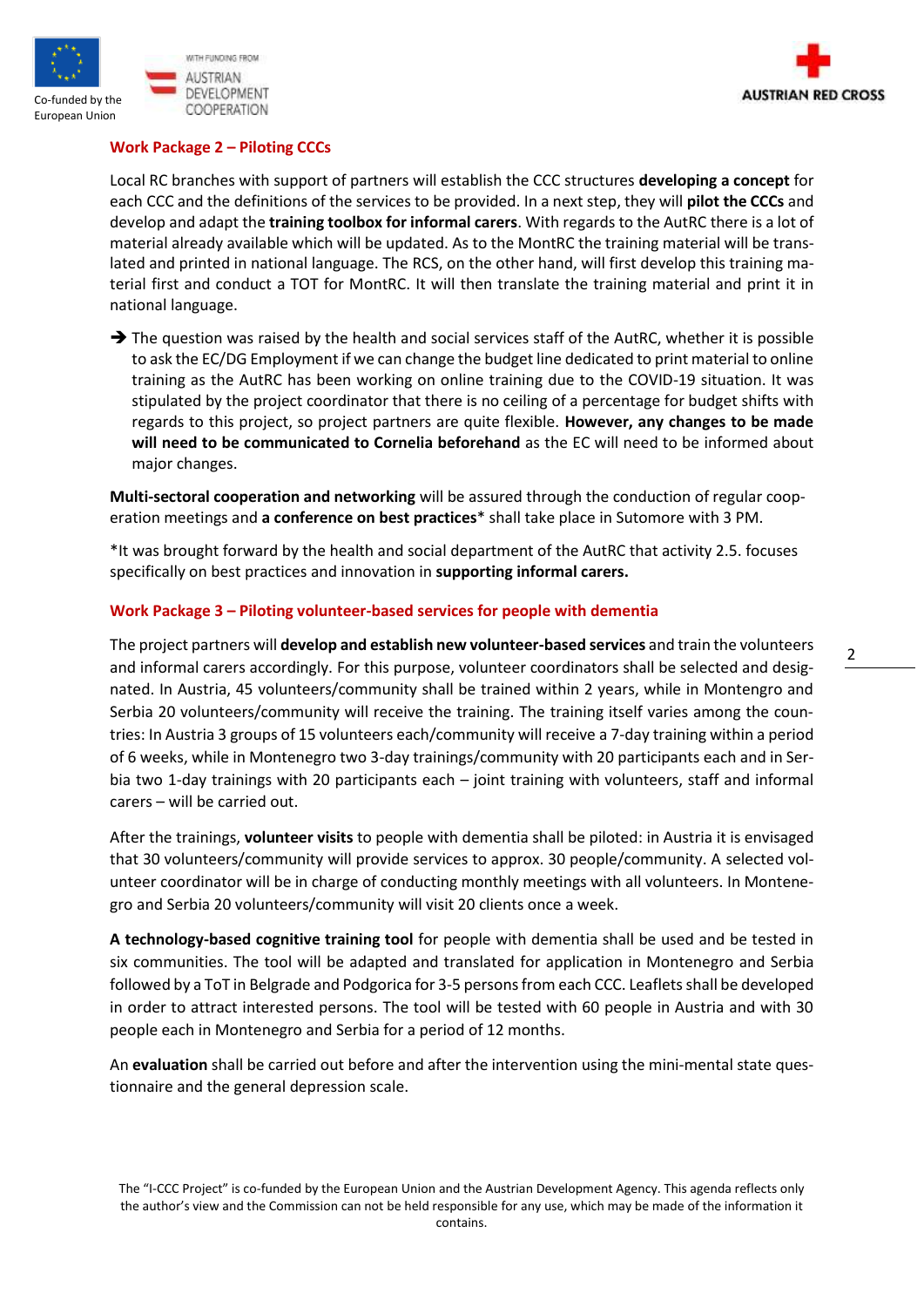## Work Package 2 – Piloting CCCs

Local RC branches with support of partners will establish the CCC structures **developing a concept** for each CCC and the definitions of the services to be provided. In a next step, they will **pilot the CCCs** and develop and adapt the **training toolbox for informal carers**. With regards to the AutRC there is a lot of material already available which will be updated. As to the MontRC the training material will be translated and printed in national language. The RCS, on the other hand, will first develop this training material first and conduct a TOT for MontRC. It will then translate the training material and print it in national language.

➔ The question was raised by the health and social services staff of the AutRC, whether it is possible to ask the EC/DG Employment if we can change the budget line dedicated to print material to online training as the AutRC has been working on online training due to the COVID-19 situation. It was stipulated by the project coordinator that there is no ceiling of a percentage for budget shifts with regards to this project, so project partners are quite flexible. **However, any changes to be made will need to be communicated to Cornelia beforehand** as the EC will need to be informed about major changes.

**Multi-sectoral cooperation and networking** will be assured through the conduction of regular cooperation meetings and **a conference on best practices*** shall take place in Sutomore with 3 PM.

*It was brought forward by the health and social department of the AutRC that activity 2.5. focuses specifically on best practices and innovation in **supporting informal carers.**

## Work Package 3 – Piloting volunteer-based services for people with dementia

The project partners will **develop and establish new volunteer-based services** and train the volunteers and informal carers accordingly. For this purpose, volunteer coordinators shall be selected and designated. In Austria, 45 volunteers/community shall be trained within 2 years, while in Montengro and Serbia 20 volunteers/community will receive the training. The training itself varies among the countries: In Austria 3 groups of 15 volunteers each/community will receive a 7-day training within a period of 6 weeks, while in Montenegro two 3-day trainings/community with 20 participants each and in Serbia two 1-day trainings with 20 participants each – joint training with volunteers, staff and informal carers – will be carried out.

After the trainings, **volunteer visits** to people with dementia shall be piloted: in Austria it is envisaged that 30 volunteers/community will provide services to approx. 30 people/community. A selected volunteer coordinator will be in charge of conducting monthly meetings with all volunteers. In Montenegro and Serbia 20 volunteers/community will visit 20 clients once a week.

**A technology-based cognitive training tool** for people with dementia shall be used and be tested in six communities. The tool will be adapted and translated for application in Montenegro and Serbia followed by a ToT in Belgrade and Podgorica for 3-5 persons from each CCC. Leaflets shall be developed in order to attract interested persons. The tool will be tested with 60 people in Austria and with 30 people each in Montenegro and Serbia for a period of 12 months.

An **evaluation** shall be carried out before and after the intervention using the mini-mental state questionnaire and the general depression scale.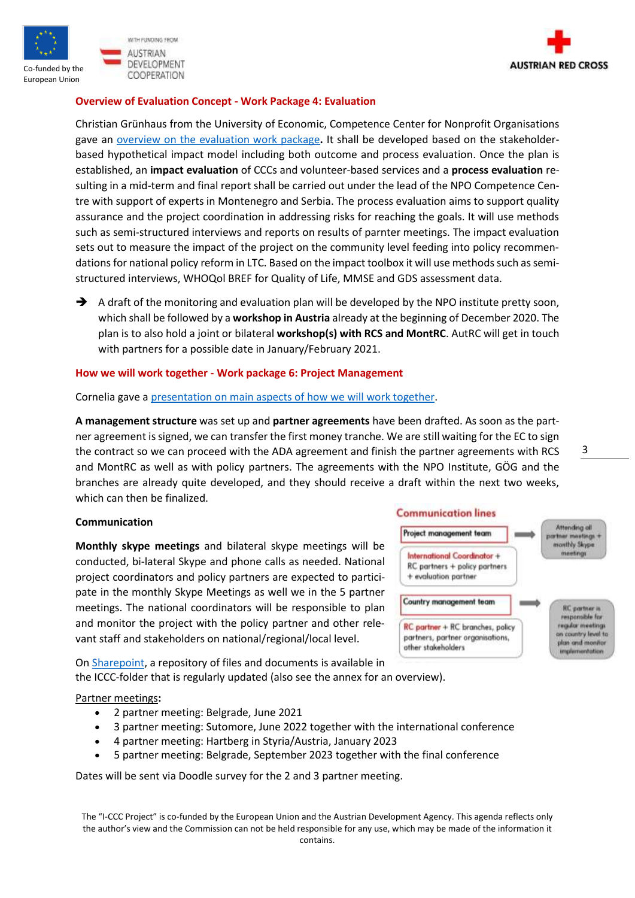## Overview of Evaluation Concept - Work Package 4: Evaluation

Christian Grünhaus from the University of Economic, Competence Center for Nonprofit Organisations gave an [overview on the evaluation work package](). It shall be developed based on the stakeholder-based hypothetical impact model including both outcome and process evaluation. Once the plan is established, an **impact evaluation** of CCCs and volunteer-based services and a **process evaluation** resulting in a mid-term and final report shall be carried out under the lead of the NPO Competence Centre with support of experts in Montenegro and Serbia. The process evaluation aims to support quality assurance and the project coordination in addressing risks for reaching the goals. It will use methods such as semi-structured interviews and reports on results of parnter meetings. The impact evaluation sets out to measure the impact of the project on the community level feeding into policy recommendations for national policy reform in LTC. Based on the impact toolbox it will use methods such as semi-structured interviews, WHOQol BREF for Quality of Life, MMSE and GDS assessment data.

➔ A draft of the monitoring and evaluation plan will be developed by the NPO institute pretty soon, which shall be followed by a **workshop in Austria** already at the beginning of December 2020. The plan is to also hold a joint or bilateral **workshop(s) with RCS and MontRC**. AutRC will get in touch with partners for a possible date in January/February 2021.

## How we will work together - Work package 6: Project Management

Cornelia gave a [presentation on main aspects of how we will work together]().

**A management structure** was set up and **partner agreements** have been drafted. As soon as the partner agreement is signed, we can transfer the first money tranche. We are still waiting for the EC to sign the contract so we can proceed with the ADA agreement and finish the partner agreements with RCS and MontRC as well as with policy partners. The agreements with the NPO Institute, GÖG and the branches are already quite developed, and they should receive a draft within the next two weeks, which can then be finalized.

### Communication

**Monthly skype meetings** and bilateral skype meetings will be conducted, bi-lateral Skype and phone calls as needed. National project coordinators and policy partners are expected to participate in the monthly Skype Meetings as well we in the 5 partner meetings. The national coordinators will be responsible to plan and monitor the project with the policy partner and other relevant staff and stakeholders on national/regional/local level.

**Communication lines**

- Project management team: International Coordinator + RC partners + policy partners + evaluation partner → Attending all partner meetings + monthly Skype meetings
- Country management team: RC partner + RC branches, policy partners, partner organisations, other stakeholders → RC partner is responsible for regular meetings on country level to plan and monitor implementation

On [Sharepoint](), a repository of files and documents is available in the ICCC-folder that is regularly updated (also see the annex for an overview).

Partner meetings**:**

- 2 partner meeting: Belgrade, June 2021
- 3 partner meeting: Sutomore, June 2022 together with the international conference
- 4 partner meeting: Hartberg in Styria/Austria, January 2023
- 5 partner meeting: Belgrade, September 2023 together with the final conference

Dates will be sent via Doodle survey for the 2 and 3 partner meeting.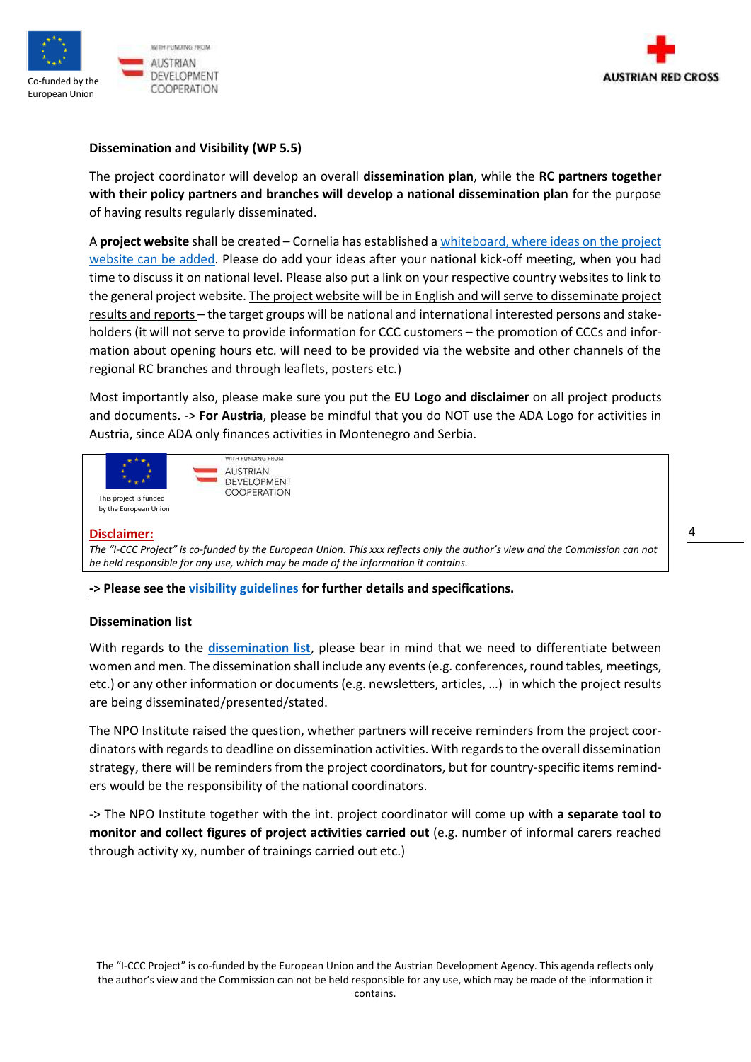**Dissemination and Visibility (WP 5.5)**

The project coordinator will develop an overall **dissemination plan**, while the **RC partners together with their policy partners and branches will develop a national dissemination plan** for the purpose of having results regularly disseminated.

A **project website** shall be created – Cornelia has established a whiteboard, where ideas on the project website can be added. Please do add your ideas after your national kick-off meeting, when you had time to discuss it on national level. Please also put a link on your respective country websites to link to the general project website. The project website will be in English and will serve to disseminate project results and reports – the target groups will be national and international interested persons and stakeholders (it will not serve to provide information for CCC customers – the promotion of CCCs and information about opening hours etc. will need to be provided via the website and other channels of the regional RC branches and through leaflets, posters etc.)

Most importantly also, please make sure you put the **EU Logo and disclaimer** on all project products and documents. -> **For Austria**, please be mindful that you do NOT use the ADA Logo for activities in Austria, since ADA only finances activities in Montenegro and Serbia.

This project is funded by the European Union

WITH FUNDING FROM AUSTRIAN DEVELOPMENT COOPERATION

**Disclaimer:**

*The "I-CCC Project" is co-funded by the European Union. This xxx reflects only the author's view and the Commission can not be held responsible for any use, which may be made of the information it contains.*

**-> Please see the visibility guidelines for further details and specifications.**

**Dissemination list**

With regards to the **dissemination list**, please bear in mind that we need to differentiate between women and men. The dissemination shall include any events (e.g. conferences, round tables, meetings, etc.) or any other information or documents (e.g. newsletters, articles, …) in which the project results are being disseminated/presented/stated.

The NPO Institute raised the question, whether partners will receive reminders from the project coordinators with regards to deadline on dissemination activities. With regards to the overall dissemination strategy, there will be reminders from the project coordinators, but for country-specific items reminders would be the responsibility of the national coordinators.

-> The NPO Institute together with the int. project coordinator will come up with **a separate tool to monitor and collect figures of project activities carried out** (e.g. number of informal carers reached through activity xy, number of trainings carried out etc.)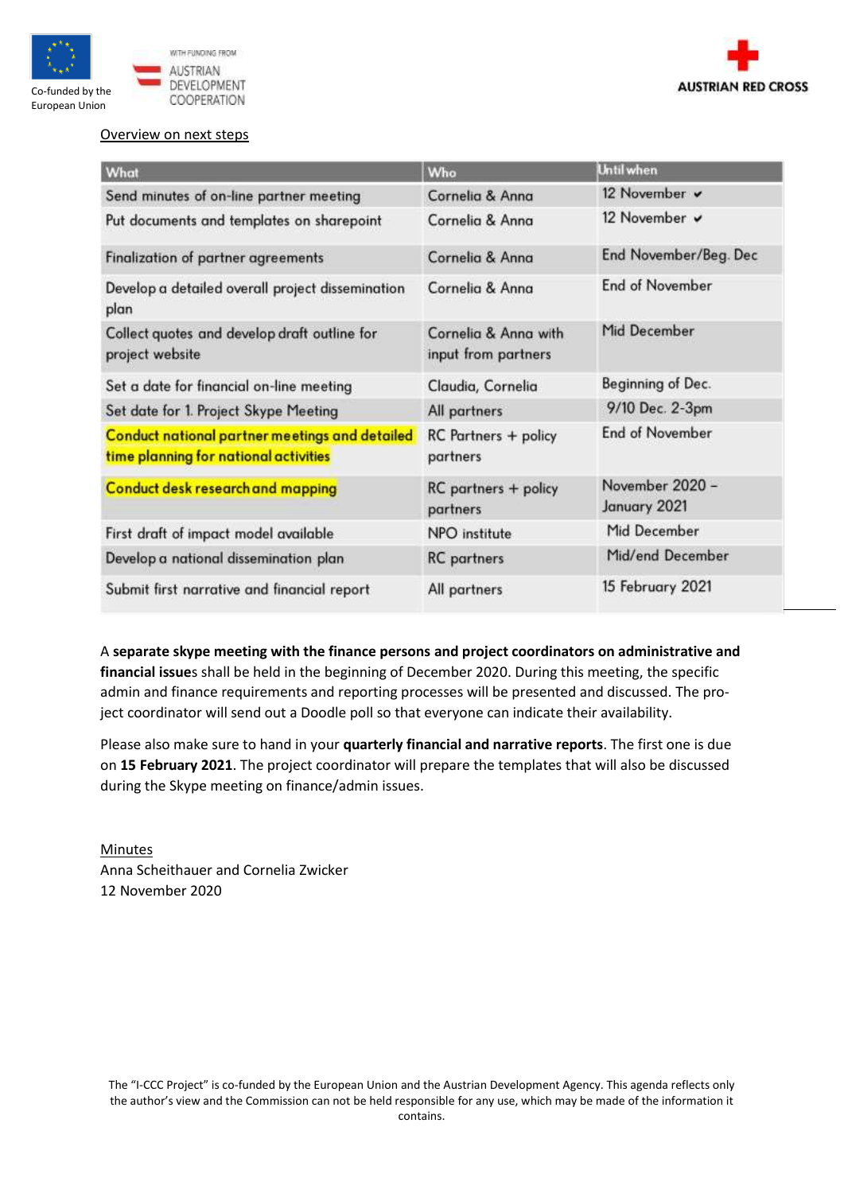Overview on next steps

| What | Who | Until when |
|---|---|---|
| Send minutes of on-line partner meeting | Cornelia & Anna | 12 November ✔ |
| Put documents and templates on sharepoint | Cornelia & Anna | 12 November ✔ |
| Finalization of partner agreements | Cornelia & Anna | End November/Beg. Dec |
| Develop a detailed overall project dissemination plan | Cornelia & Anna | End of November |
| Collect quotes and develop draft outline for project website | Cornelia & Anna with input from partners | Mid December |
| Set a date for financial on-line meeting | Claudia, Cornelia | Beginning of Dec. |
| Set date for 1. Project Skype Meeting | All partners | 9/10 Dec. 2-3pm |
| Conduct national partner meetings and detailed time planning for national activities | RC Partners + policy partners | End of November |
| Conduct desk research and mapping | RC partners + policy partners | November 2020 – January 2021 |
| First draft of impact model available | NPO institute | Mid December |
| Develop a national dissemination plan | RC partners | Mid/end December |
| Submit first narrative and financial report | All partners | 15 February 2021 |

A **separate skype meeting with the finance persons and project coordinators on administrative and financial issue**s shall be held in the beginning of December 2020. During this meeting, the specific admin and finance requirements and reporting processes will be presented and discussed. The project coordinator will send out a Doodle poll so that everyone can indicate their availability.

Please also make sure to hand in your **quarterly financial and narrative reports**. The first one is due on **15 February 2021**. The project coordinator will prepare the templates that will also be discussed during the Skype meeting on finance/admin issues.

Minutes
Anna Scheithauer and Cornelia Zwicker
12 November 2020

The "I-CCC Project" is co-funded by the European Union and the Austrian Development Agency. This agenda reflects only the author's view and the Commission can not be held responsible for any use, which may be made of the information it contains.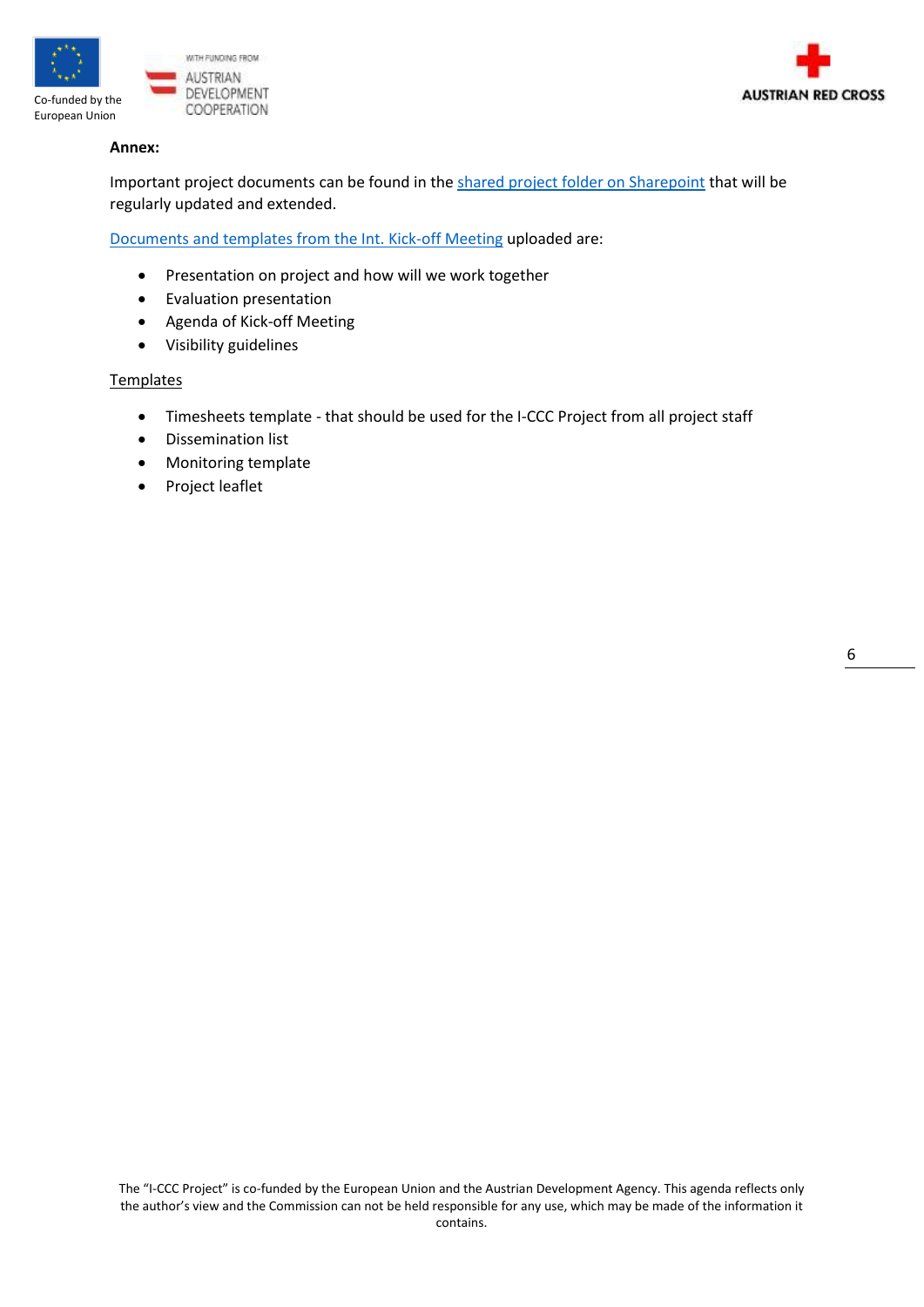**Annex:**

Important project documents can be found in the shared project folder on Sharepoint that will be regularly updated and extended.

Documents and templates from the Int. Kick-off Meeting uploaded are:

- Presentation on project and how will we work together
- Evaluation presentation
- Agenda of Kick-off Meeting
- Visibility guidelines

Templates

- Timesheets template - that should be used for the I-CCC Project from all project staff
- Dissemination list
- Monitoring template
- Project leaflet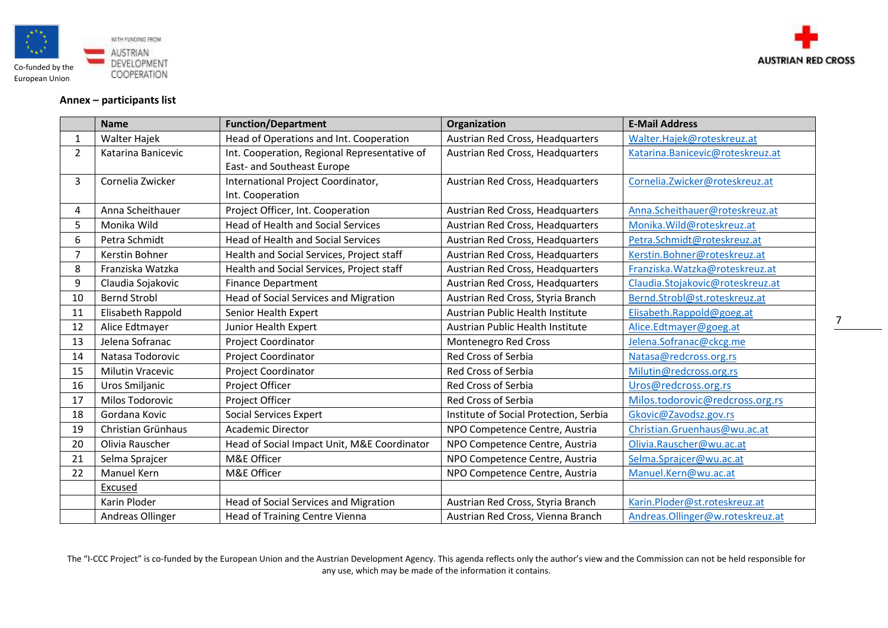Co-funded by the European Union

WITH FUNDING FROM AUSTRIAN DEVELOPMENT COOPERATION

AUSTRIAN RED CROSS

**Annex – participants list**

| | Name | Function/Department | Organization | E-Mail Address |
|---|---|---|---|---|
| 1 | Walter Hajek | Head of Operations and Int. Cooperation | Austrian Red Cross, Headquarters | Walter.Hajek@roteskreuz.at |
| 2 | Katarina Banicevic | Int. Cooperation, Regional Representative of East- and Southeast Europe | Austrian Red Cross, Headquarters | Katarina.Banicevic@roteskreuz.at |
| 3 | Cornelia Zwicker | International Project Coordinator, Int. Cooperation | Austrian Red Cross, Headquarters | Cornelia.Zwicker@roteskreuz.at |
| 4 | Anna Scheithauer | Project Officer, Int. Cooperation | Austrian Red Cross, Headquarters | Anna.Scheithauer@roteskreuz.at |
| 5 | Monika Wild | Head of Health and Social Services | Austrian Red Cross, Headquarters | Monika.Wild@roteskreuz.at |
| 6 | Petra Schmidt | Head of Health and Social Services | Austrian Red Cross, Headquarters | Petra.Schmidt@roteskreuz.at |
| 7 | Kerstin Bohner | Health and Social Services, Project staff | Austrian Red Cross, Headquarters | Kerstin.Bohner@roteskreuz.at |
| 8 | Franziska Watzka | Health and Social Services, Project staff | Austrian Red Cross, Headquarters | Franziska.Watzka@roteskreuz.at |
| 9 | Claudia Sojakovic | Finance Department | Austrian Red Cross, Headquarters | Claudia.Stojakovic@roteskreuz.at |
| 10 | Bernd Strobl | Head of Social Services and Migration | Austrian Red Cross, Styria Branch | Bernd.Strobl@st.roteskreuz.at |
| 11 | Elisabeth Rappold | Senior Health Expert | Austrian Public Health Institute | Elisabeth.Rappold@goeg.at |
| 12 | Alice Edtmayer | Junior Health Expert | Austrian Public Health Institute | Alice.Edtmayer@goeg.at |
| 13 | Jelena Sofranac | Project Coordinator | Montenegro Red Cross | Jelena.Sofranac@ckcg.me |
| 14 | Natasa Todorovic | Project Coordinator | Red Cross of Serbia | Natasa@redcross.org.rs |
| 15 | Milutin Vracevic | Project Coordinator | Red Cross of Serbia | Milutin@redcross.org.rs |
| 16 | Uros Smiljanic | Project Officer | Red Cross of Serbia | Uros@redcross.org.rs |
| 17 | Milos Todorovic | Project Officer | Red Cross of Serbia | Milos.todorovic@redcross.org.rs |
| 18 | Gordana Kovic | Social Services Expert | Institute of Social Protection, Serbia | Gkovic@Zavodsz.gov.rs |
| 19 | Christian Grünhaus | Academic Director | NPO Competence Centre, Austria | Christian.Gruenhaus@wu.ac.at |
| 20 | Olivia Rauscher | Head of Social Impact Unit, M&E Coordinator | NPO Competence Centre, Austria | Olivia.Rauscher@wu.ac.at |
| 21 | Selma Sprajcer | M&E Officer | NPO Competence Centre, Austria | Selma.Sprajcer@wu.ac.at |
| 22 | Manuel Kern | M&E Officer | NPO Competence Centre, Austria | Manuel.Kern@wu.ac.at |
| | Excused | | | |
| | Karin Ploder | Head of Social Services and Migration | Austrian Red Cross, Styria Branch | Karin.Ploder@st.roteskreuz.at |
| | Andreas Ollinger | Head of Training Centre Vienna | Austrian Red Cross, Vienna Branch | Andreas.Ollinger@w.roteskreuz.at |

The "I-CCC Project" is co-funded by the European Union and the Austrian Development Agency. This agenda reflects only the author's view and the Commission can not be held responsible for any use, which may be made of the information it contains.